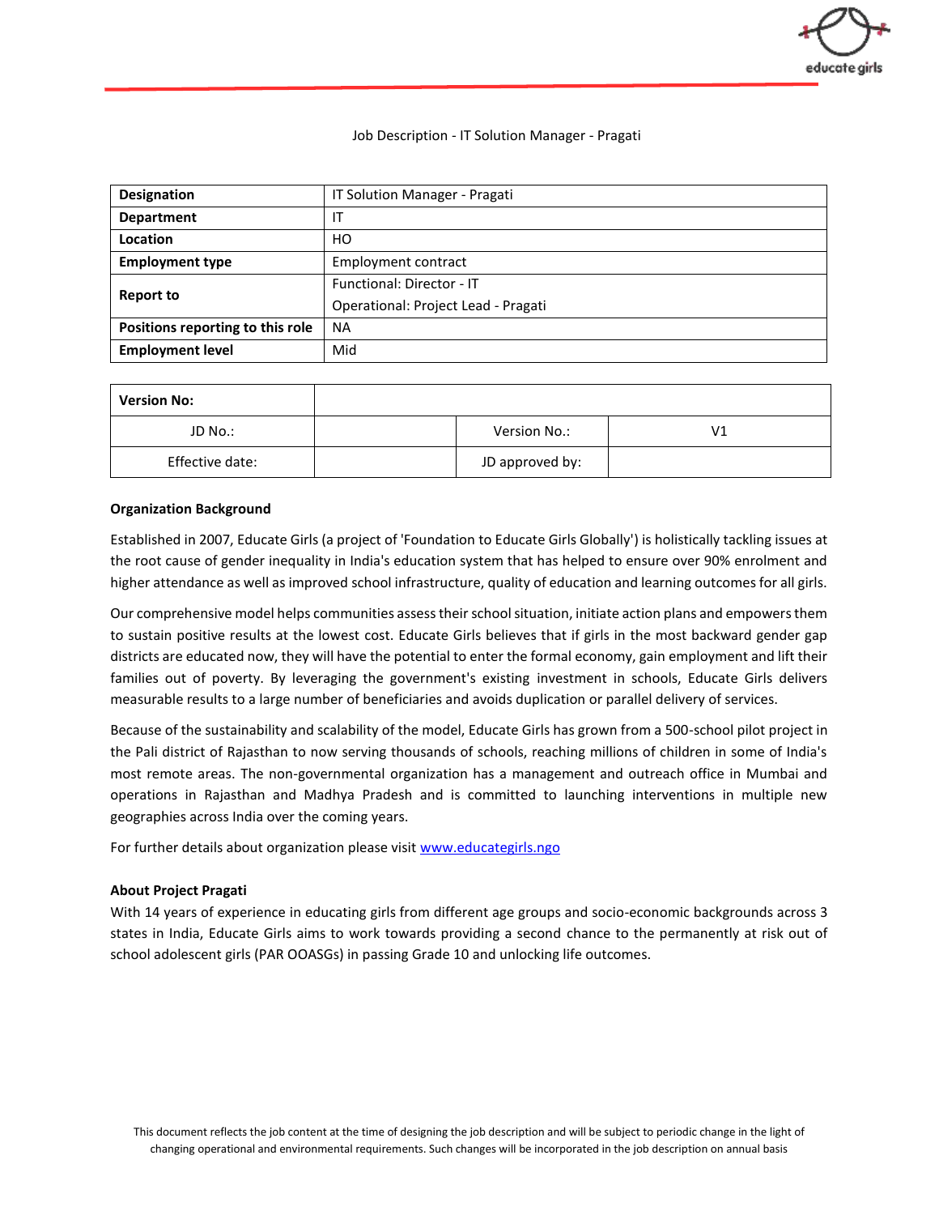Job Description - IT Solution Manager - Pragati

| | |
|---|---|
| **Designation** | IT Solution Manager - Pragati |
| **Department** | IT |
| **Location** | HO |
| **Employment type** | Employment contract |
| **Report to** | Functional: Director - IT<br>Operational: Project Lead - Pragati |
| **Positions reporting to this role** | NA |
| **Employment level** | Mid |

| **Version No:** | | | |
|---|---|---|---|
| JD No.: | | Version No.: | V1 |
| Effective date: | | JD approved by: | |

**Organization Background**

Established in 2007, Educate Girls (a project of 'Foundation to Educate Girls Globally') is holistically tackling issues at the root cause of gender inequality in India's education system that has helped to ensure over 90% enrolment and higher attendance as well as improved school infrastructure, quality of education and learning outcomes for all girls.

Our comprehensive model helps communities assess their school situation, initiate action plans and empowers them to sustain positive results at the lowest cost. Educate Girls believes that if girls in the most backward gender gap districts are educated now, they will have the potential to enter the formal economy, gain employment and lift their families out of poverty. By leveraging the government's existing investment in schools, Educate Girls delivers measurable results to a large number of beneficiaries and avoids duplication or parallel delivery of services.

Because of the sustainability and scalability of the model, Educate Girls has grown from a 500-school pilot project in the Pali district of Rajasthan to now serving thousands of schools, reaching millions of children in some of India's most remote areas. The non-governmental organization has a management and outreach office in Mumbai and operations in Rajasthan and Madhya Pradesh and is committed to launching interventions in multiple new geographies across India over the coming years.

For further details about organization please visit [www.educategirls.ngo](http://www.educategirls.ngo)

**About Project Pragati**

With 14 years of experience in educating girls from different age groups and socio-economic backgrounds across 3 states in India, Educate Girls aims to work towards providing a second chance to the permanently at risk out of school adolescent girls (PAR OOASGs) in passing Grade 10 and unlocking life outcomes.

This document reflects the job content at the time of designing the job description and will be subject to periodic change in the light of changing operational and environmental requirements. Such changes will be incorporated in the job description on annual basis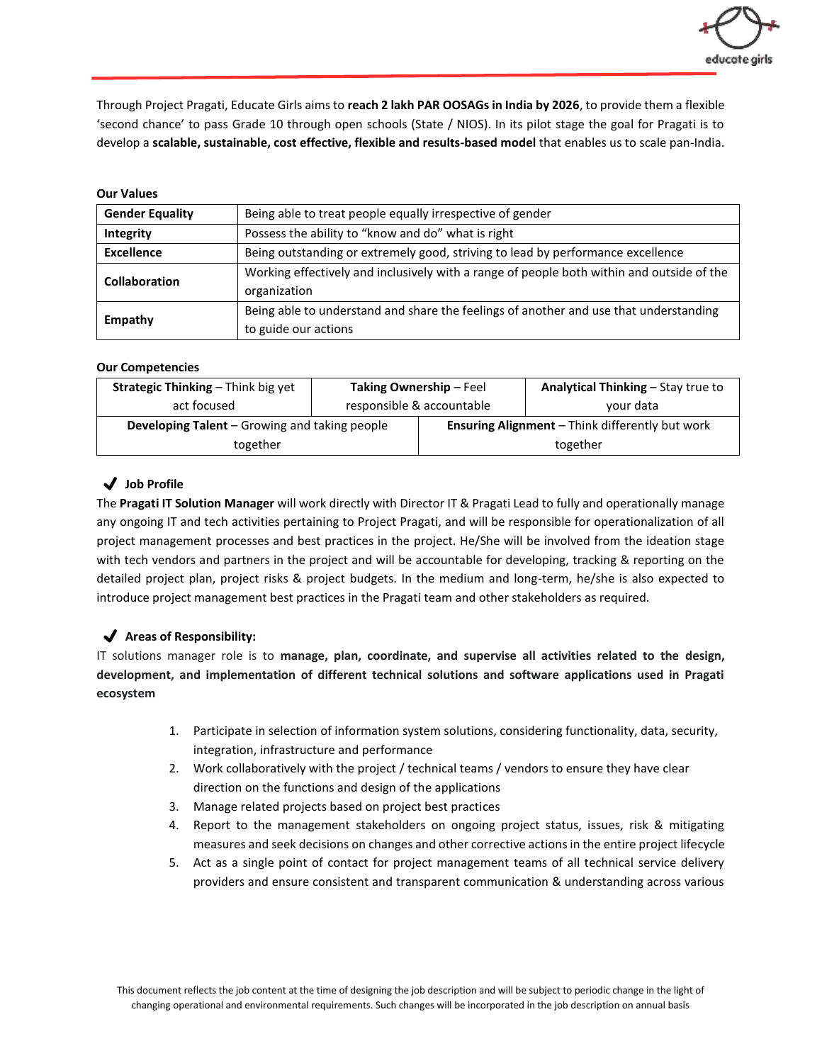Through Project Pragati, Educate Girls aims to **reach 2 lakh PAR OOSAGs in India by 2026**, to provide them a flexible 'second chance' to pass Grade 10 through open schools (State / NIOS). In its pilot stage the goal for Pragati is to develop a **scalable, sustainable, cost effective, flexible and results-based model** that enables us to scale pan-India.

**Our Values**

| | |
|---|---|
| **Gender Equality** | Being able to treat people equally irrespective of gender |
| **Integrity** | Possess the ability to "know and do" what is right |
| **Excellence** | Being outstanding or extremely good, striving to lead by performance excellence |
| **Collaboration** | Working effectively and inclusively with a range of people both within and outside of the organization |
| **Empathy** | Being able to understand and share the feelings of another and use that understanding to guide our actions |

**Our Competencies**

| | | |
|---|---|---|
| **Strategic Thinking** – Think big yet act focused | **Taking Ownership** – Feel responsible & accountable | **Analytical Thinking** – Stay true to your data |
| **Developing Talent** – Growing and taking people together | **Ensuring Alignment** – Think differently but work together | |

### ✔ Job Profile

The **Pragati IT Solution Manager** will work directly with Director IT & Pragati Lead to fully and operationally manage any ongoing IT and tech activities pertaining to Project Pragati, and will be responsible for operationalization of all project management processes and best practices in the project. He/She will be involved from the ideation stage with tech vendors and partners in the project and will be accountable for developing, tracking & reporting on the detailed project plan, project risks & project budgets. In the medium and long-term, he/she is also expected to introduce project management best practices in the Pragati team and other stakeholders as required.

### ✔ Areas of Responsibility:

IT solutions manager role is to **manage, plan, coordinate, and supervise all activities related to the design, development, and implementation of different technical solutions and software applications used in Pragati ecosystem**

1. Participate in selection of information system solutions, considering functionality, data, security, integration, infrastructure and performance
2. Work collaboratively with the project / technical teams / vendors to ensure they have clear direction on the functions and design of the applications
3. Manage related projects based on project best practices
4. Report to the management stakeholders on ongoing project status, issues, risk & mitigating measures and seek decisions on changes and other corrective actions in the entire project lifecycle
5. Act as a single point of contact for project management teams of all technical service delivery providers and ensure consistent and transparent communication & understanding across various

This document reflects the job content at the time of designing the job description and will be subject to periodic change in the light of changing operational and environmental requirements. Such changes will be incorporated in the job description on annual basis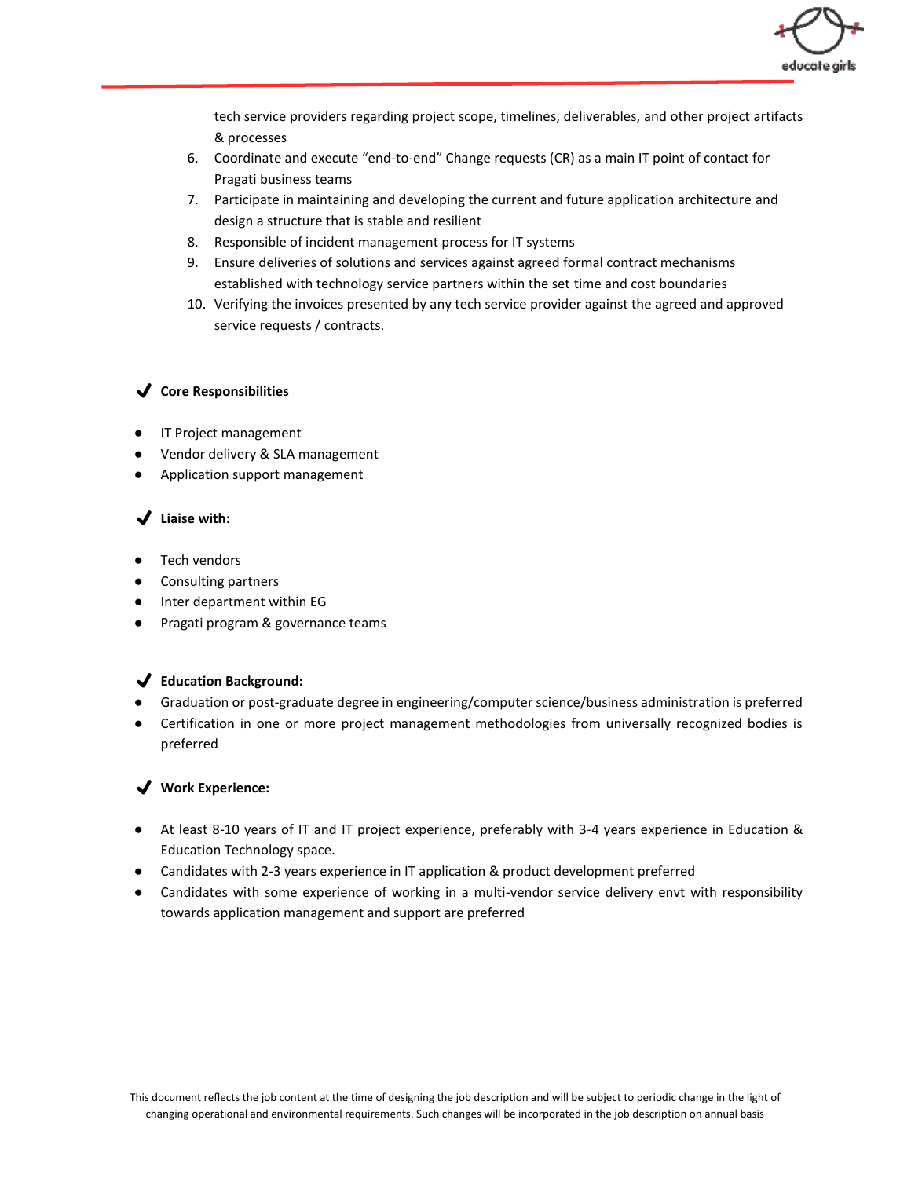tech service providers regarding project scope, timelines, deliverables, and other project artifacts & processes

6. Coordinate and execute "end-to-end" Change requests (CR) as a main IT point of contact for Pragati business teams
7. Participate in maintaining and developing the current and future application architecture and design a structure that is stable and resilient
8. Responsible of incident management process for IT systems
9. Ensure deliveries of solutions and services against agreed formal contract mechanisms established with technology service partners within the set time and cost boundaries
10. Verifying the invoices presented by any tech service provider against the agreed and approved service requests / contracts.

### ✔ Core Responsibilities

- IT Project management
- Vendor delivery & SLA management
- Application support management

### ✔ Liaise with:

- Tech vendors
- Consulting partners
- Inter department within EG
- Pragati program & governance teams

### ✔ Education Background:

- Graduation or post-graduate degree in engineering/computer science/business administration is preferred
- Certification in one or more project management methodologies from universally recognized bodies is preferred

### ✔ Work Experience:

- At least 8-10 years of IT and IT project experience, preferably with 3-4 years experience in Education & Education Technology space.
- Candidates with 2-3 years experience in IT application & product development preferred
- Candidates with some experience of working in a multi-vendor service delivery envt with responsibility towards application management and support are preferred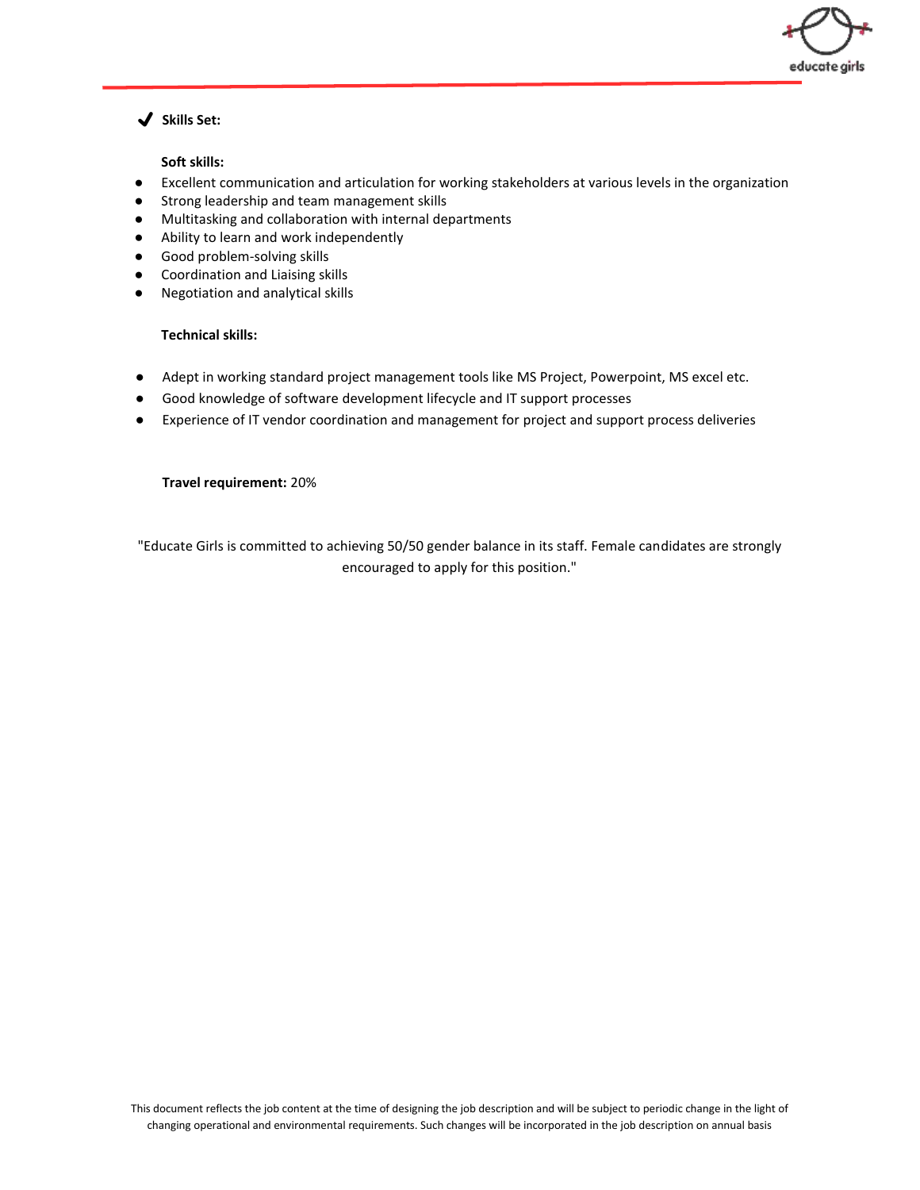- **Skills Set:**

**Soft skills:**

- Excellent communication and articulation for working stakeholders at various levels in the organization
- Strong leadership and team management skills
- Multitasking and collaboration with internal departments
- Ability to learn and work independently
- Good problem-solving skills
- Coordination and Liaising skills
- Negotiation and analytical skills

**Technical skills:**

- Adept in working standard project management tools like MS Project, Powerpoint, MS excel etc.
- Good knowledge of software development lifecycle and IT support processes
- Experience of IT vendor coordination and management for project and support process deliveries

**Travel requirement:** 20%

"Educate Girls is committed to achieving 50/50 gender balance in its staff. Female candidates are strongly encouraged to apply for this position."

This document reflects the job content at the time of designing the job description and will be subject to periodic change in the light of changing operational and environmental requirements. Such changes will be incorporated in the job description on annual basis